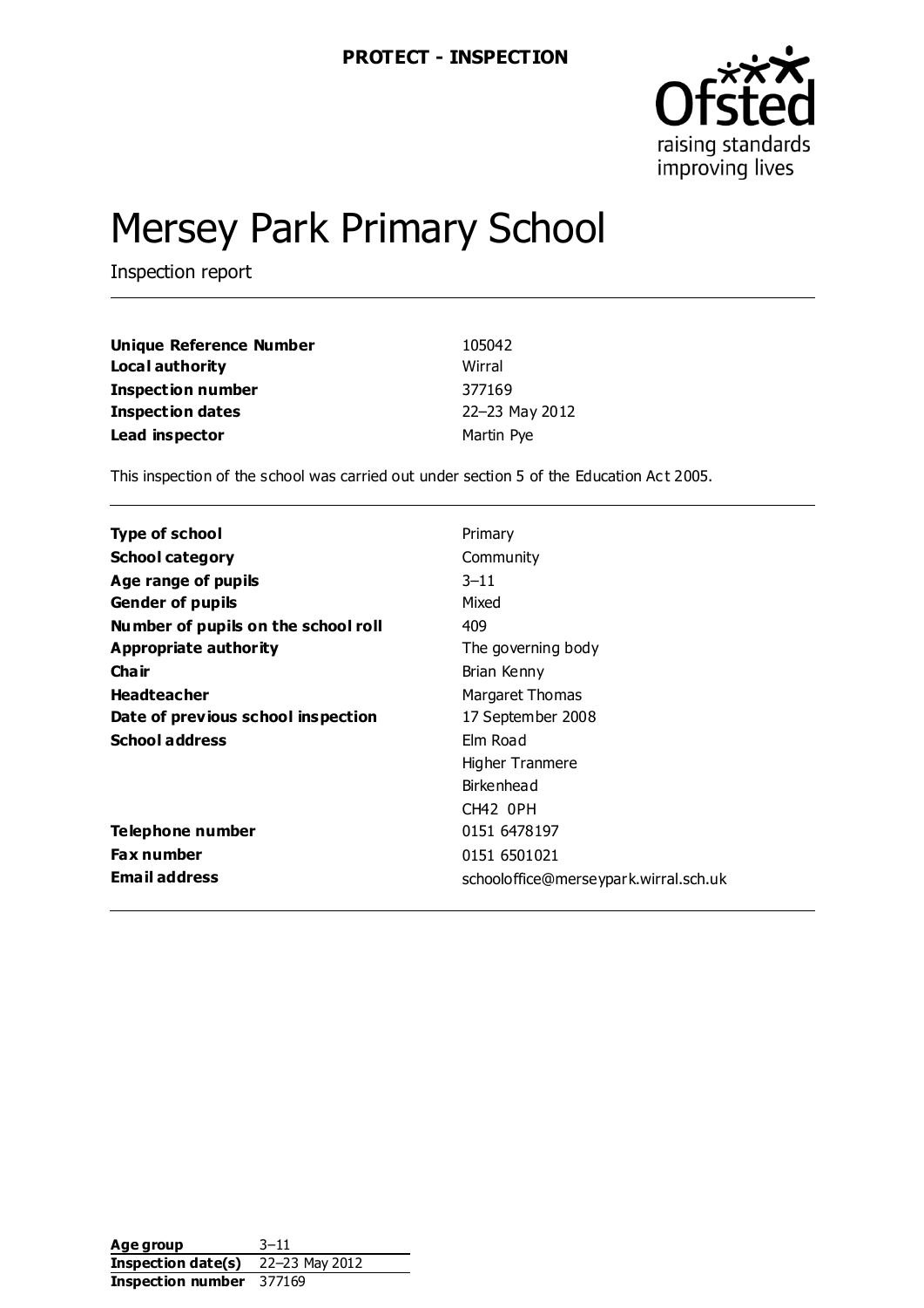PROTECT - INSPECTION

# Mersey Park Primary School

Inspection report

| | |
|---|---|
| **Unique Reference Number** | 105042 |
| **Local authority** | Wirral |
| **Inspection number** | 377169 |
| **Inspection dates** | 22–23 May 2012 |
| **Lead inspector** | Martin Pye |

This inspection of the school was carried out under section 5 of the Education Act 2005.

| | |
|---|---|
| **Type of school** | Primary |
| **School category** | Community |
| **Age range of pupils** | 3–11 |
| **Gender of pupils** | Mixed |
| **Number of pupils on the school roll** | 409 |
| **Appropriate authority** | The governing body |
| **Chair** | Brian Kenny |
| **Headteacher** | Margaret Thomas |
| **Date of previous school inspection** | 17 September 2008 |
| **School address** | Elm Road<br>Higher Tranmere<br>Birkenhead<br>CH42 0PH |
| **Telephone number** | 0151 6478197 |
| **Fax number** | 0151 6501021 |
| **Email address** | schooloffice@merseypark.wirral.sch.uk |

| | |
|---|---|
| **Age group** | 3–11 |
| **Inspection date(s)** | 22–23 May 2012 |
| **Inspection number** | 377169 |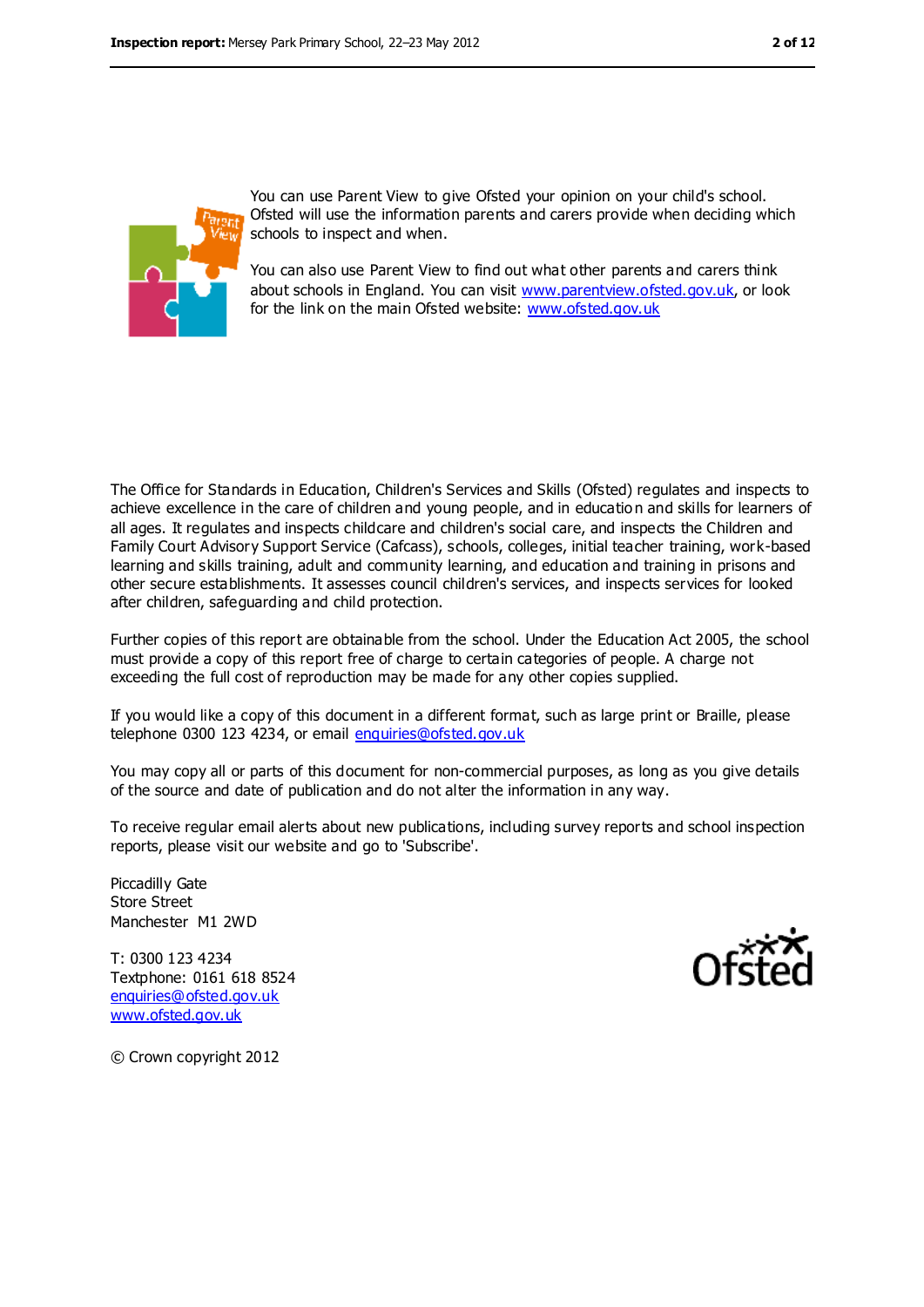You can use Parent View to give Ofsted your opinion on your child's school. Ofsted will use the information parents and carers provide when deciding which schools to inspect and when.

You can also use Parent View to find out what other parents and carers think about schools in England. You can visit www.parentview.ofsted.gov.uk, or look for the link on the main Ofsted website: www.ofsted.gov.uk

The Office for Standards in Education, Children's Services and Skills (Ofsted) regulates and inspects to achieve excellence in the care of children and young people, and in education and skills for learners of all ages. It regulates and inspects childcare and children's social care, and inspects the Children and Family Court Advisory Support Service (Cafcass), schools, colleges, initial teacher training, work-based learning and skills training, adult and community learning, and education and training in prisons and other secure establishments. It assesses council children's services, and inspects services for looked after children, safeguarding and child protection.

Further copies of this report are obtainable from the school. Under the Education Act 2005, the school must provide a copy of this report free of charge to certain categories of people. A charge not exceeding the full cost of reproduction may be made for any other copies supplied.

If you would like a copy of this document in a different format, such as large print or Braille, please telephone 0300 123 4234, or email enquiries@ofsted.gov.uk

You may copy all or parts of this document for non-commercial purposes, as long as you give details of the source and date of publication and do not alter the information in any way.

To receive regular email alerts about new publications, including survey reports and school inspection reports, please visit our website and go to 'Subscribe'.

Piccadilly Gate
Store Street
Manchester M1 2WD

T: 0300 123 4234
Textphone: 0161 618 8524
enquiries@ofsted.gov.uk
www.ofsted.gov.uk

© Crown copyright 2012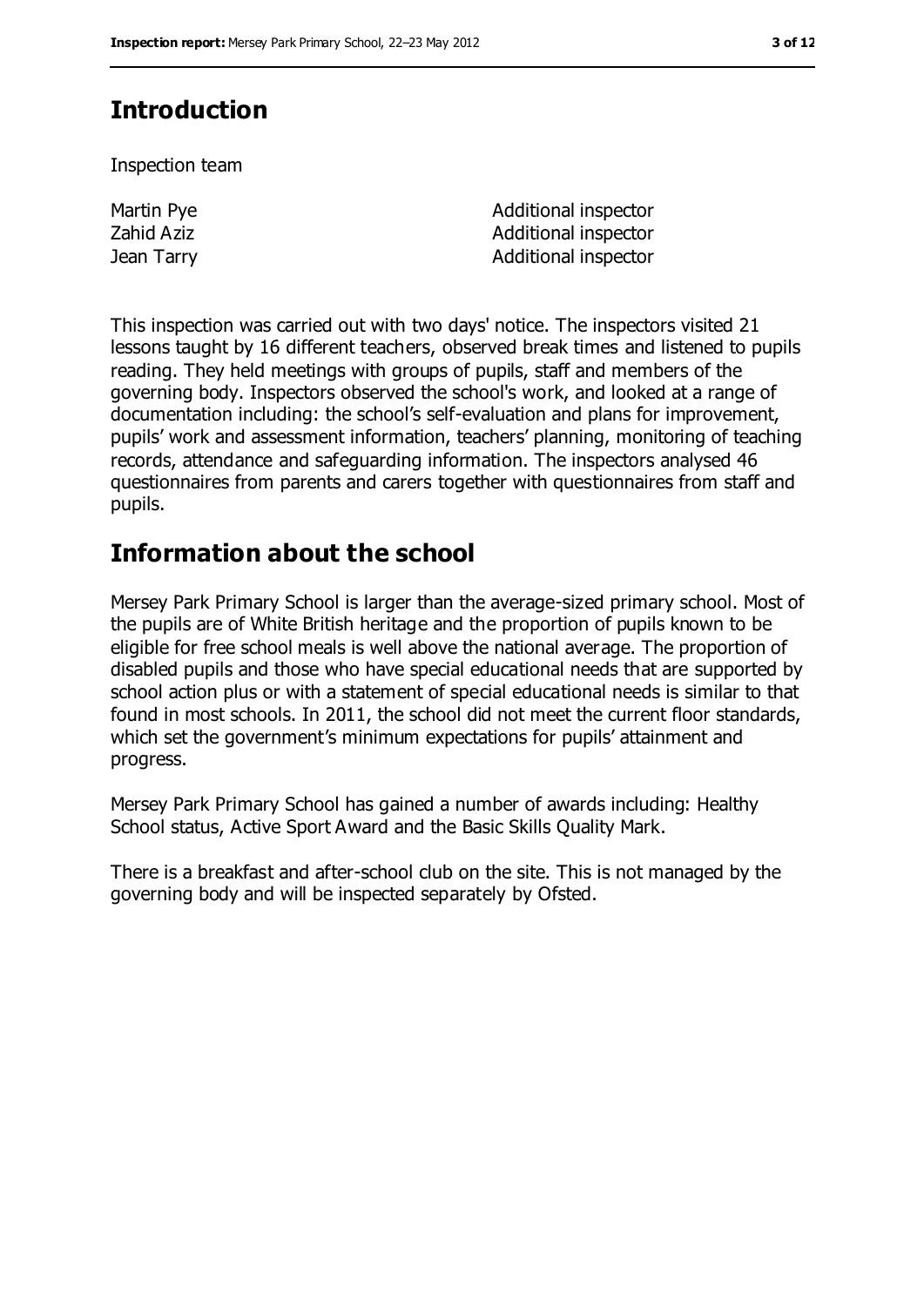## Introduction

Inspection team

| | |
|---|---|
| Martin Pye | Additional inspector |
| Zahid Aziz | Additional inspector |
| Jean Tarry | Additional inspector |

This inspection was carried out with two days' notice. The inspectors visited 21 lessons taught by 16 different teachers, observed break times and listened to pupils reading. They held meetings with groups of pupils, staff and members of the governing body. Inspectors observed the school's work, and looked at a range of documentation including: the school's self-evaluation and plans for improvement, pupils' work and assessment information, teachers' planning, monitoring of teaching records, attendance and safeguarding information. The inspectors analysed 46 questionnaires from parents and carers together with questionnaires from staff and pupils.

## Information about the school

Mersey Park Primary School is larger than the average-sized primary school. Most of the pupils are of White British heritage and the proportion of pupils known to be eligible for free school meals is well above the national average. The proportion of disabled pupils and those who have special educational needs that are supported by school action plus or with a statement of special educational needs is similar to that found in most schools. In 2011, the school did not meet the current floor standards, which set the government's minimum expectations for pupils' attainment and progress.

Mersey Park Primary School has gained a number of awards including: Healthy School status, Active Sport Award and the Basic Skills Quality Mark.

There is a breakfast and after-school club on the site. This is not managed by the governing body and will be inspected separately by Ofsted.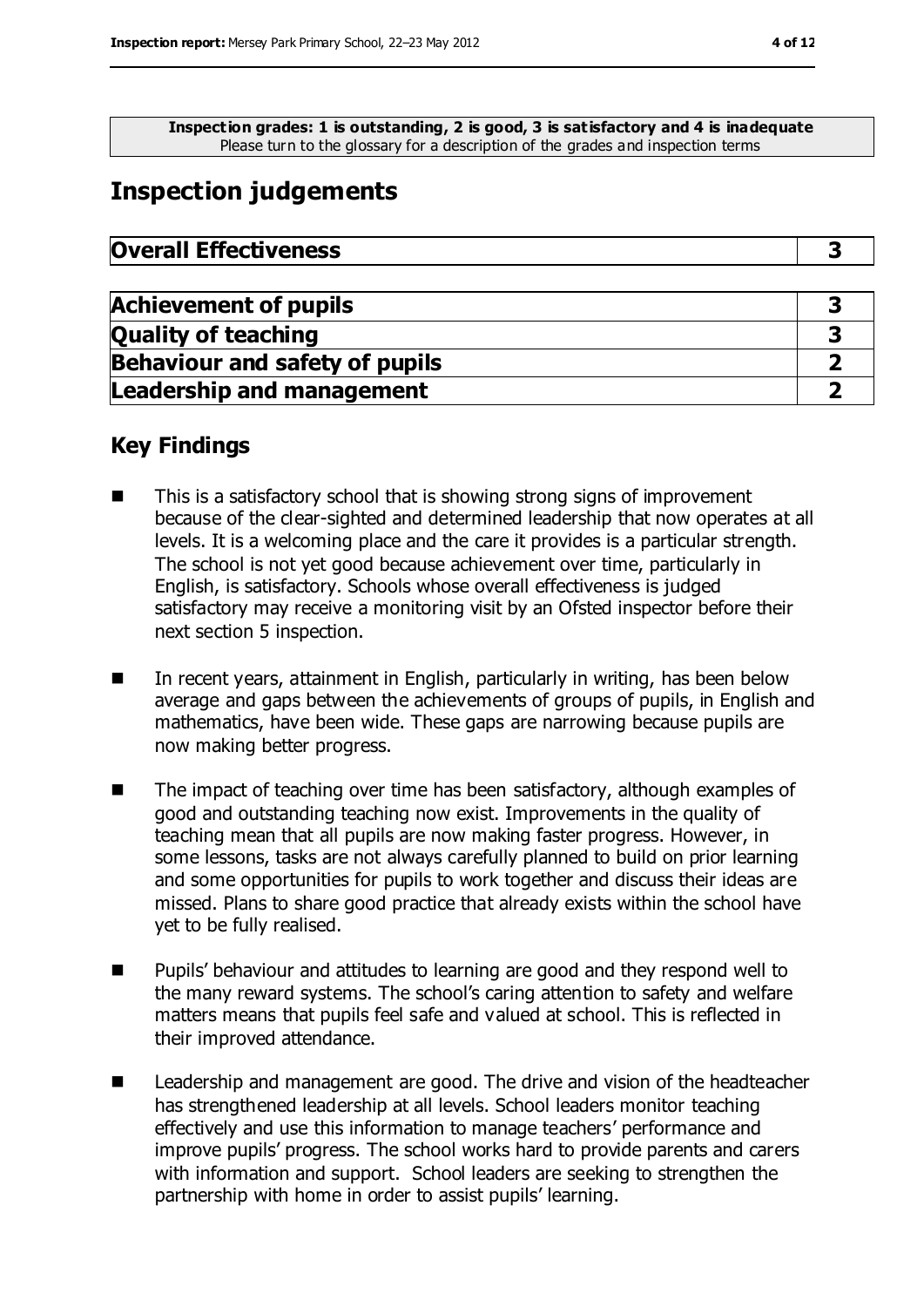**Inspection grades: 1 is outstanding, 2 is good, 3 is satisfactory and 4 is inadequate**
Please turn to the glossary for a description of the grades and inspection terms

## Inspection judgements

| **Overall Effectiveness** | **3** |
| --- | --- |

| **Achievement of pupils** | **3** |
| --- | --- |
| **Quality of teaching** | **3** |
| **Behaviour and safety of pupils** | **2** |
| **Leadership and management** | **2** |

### Key Findings

- This is a satisfactory school that is showing strong signs of improvement because of the clear-sighted and determined leadership that now operates at all levels. It is a welcoming place and the care it provides is a particular strength. The school is not yet good because achievement over time, particularly in English, is satisfactory. Schools whose overall effectiveness is judged satisfactory may receive a monitoring visit by an Ofsted inspector before their next section 5 inspection.

- In recent years, attainment in English, particularly in writing, has been below average and gaps between the achievements of groups of pupils, in English and mathematics, have been wide. These gaps are narrowing because pupils are now making better progress.

- The impact of teaching over time has been satisfactory, although examples of good and outstanding teaching now exist. Improvements in the quality of teaching mean that all pupils are now making faster progress. However, in some lessons, tasks are not always carefully planned to build on prior learning and some opportunities for pupils to work together and discuss their ideas are missed. Plans to share good practice that already exists within the school have yet to be fully realised.

- Pupils' behaviour and attitudes to learning are good and they respond well to the many reward systems. The school's caring attention to safety and welfare matters means that pupils feel safe and valued at school. This is reflected in their improved attendance.

- Leadership and management are good. The drive and vision of the headteacher has strengthened leadership at all levels. School leaders monitor teaching effectively and use this information to manage teachers' performance and improve pupils' progress. The school works hard to provide parents and carers with information and support. School leaders are seeking to strengthen the partnership with home in order to assist pupils' learning.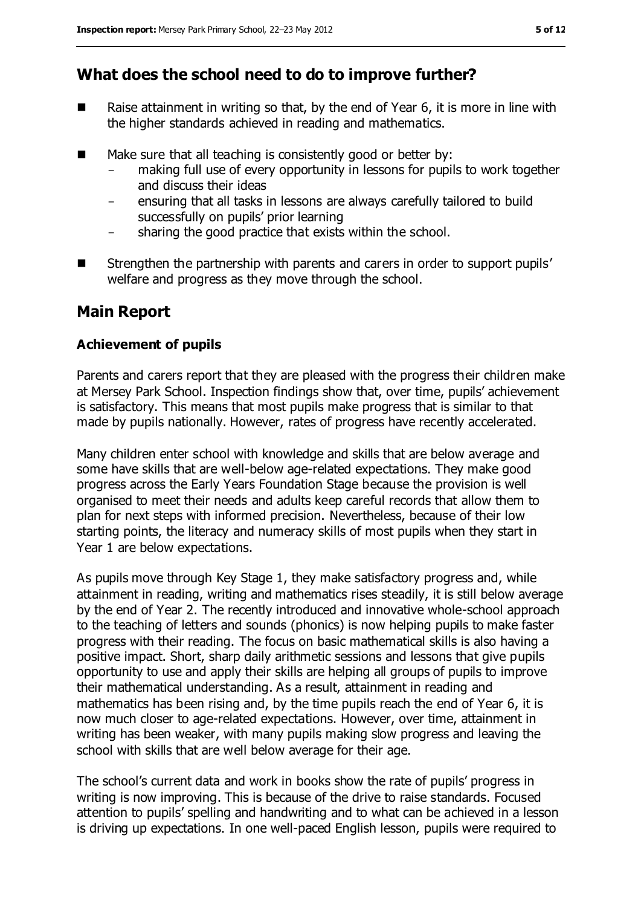## What does the school need to do to improve further?

- Raise attainment in writing so that, by the end of Year 6, it is more in line with the higher standards achieved in reading and mathematics.
- Make sure that all teaching is consistently good or better by:
  - making full use of every opportunity in lessons for pupils to work together and discuss their ideas
  - ensuring that all tasks in lessons are always carefully tailored to build successfully on pupils' prior learning
  - sharing the good practice that exists within the school.
- Strengthen the partnership with parents and carers in order to support pupils' welfare and progress as they move through the school.

## Main Report

### Achievement of pupils

Parents and carers report that they are pleased with the progress their children make at Mersey Park School. Inspection findings show that, over time, pupils' achievement is satisfactory. This means that most pupils make progress that is similar to that made by pupils nationally. However, rates of progress have recently accelerated.

Many children enter school with knowledge and skills that are below average and some have skills that are well-below age-related expectations. They make good progress across the Early Years Foundation Stage because the provision is well organised to meet their needs and adults keep careful records that allow them to plan for next steps with informed precision. Nevertheless, because of their low starting points, the literacy and numeracy skills of most pupils when they start in Year 1 are below expectations.

As pupils move through Key Stage 1, they make satisfactory progress and, while attainment in reading, writing and mathematics rises steadily, it is still below average by the end of Year 2. The recently introduced and innovative whole-school approach to the teaching of letters and sounds (phonics) is now helping pupils to make faster progress with their reading. The focus on basic mathematical skills is also having a positive impact. Short, sharp daily arithmetic sessions and lessons that give pupils opportunity to use and apply their skills are helping all groups of pupils to improve their mathematical understanding. As a result, attainment in reading and mathematics has been rising and, by the time pupils reach the end of Year 6, it is now much closer to age-related expectations. However, over time, attainment in writing has been weaker, with many pupils making slow progress and leaving the school with skills that are well below average for their age.

The school's current data and work in books show the rate of pupils' progress in writing is now improving. This is because of the drive to raise standards. Focused attention to pupils' spelling and handwriting and to what can be achieved in a lesson is driving up expectations. In one well-paced English lesson, pupils were required to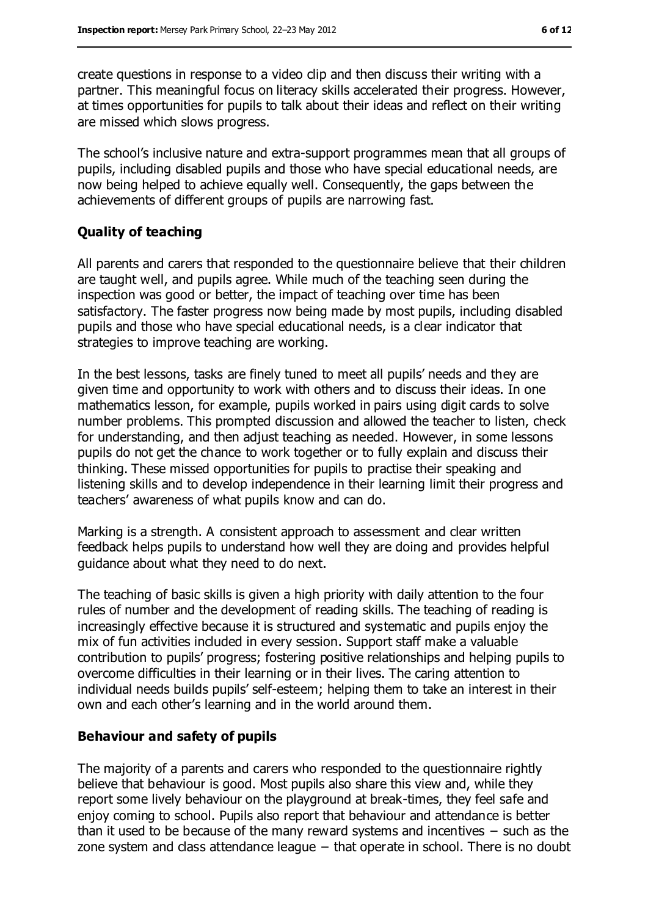create questions in response to a video clip and then discuss their writing with a partner. This meaningful focus on literacy skills accelerated their progress. However, at times opportunities for pupils to talk about their ideas and reflect on their writing are missed which slows progress.

The school's inclusive nature and extra-support programmes mean that all groups of pupils, including disabled pupils and those who have special educational needs, are now being helped to achieve equally well. Consequently, the gaps between the achievements of different groups of pupils are narrowing fast.

### Quality of teaching

All parents and carers that responded to the questionnaire believe that their children are taught well, and pupils agree. While much of the teaching seen during the inspection was good or better, the impact of teaching over time has been satisfactory. The faster progress now being made by most pupils, including disabled pupils and those who have special educational needs, is a clear indicator that strategies to improve teaching are working.

In the best lessons, tasks are finely tuned to meet all pupils' needs and they are given time and opportunity to work with others and to discuss their ideas. In one mathematics lesson, for example, pupils worked in pairs using digit cards to solve number problems. This prompted discussion and allowed the teacher to listen, check for understanding, and then adjust teaching as needed. However, in some lessons pupils do not get the chance to work together or to fully explain and discuss their thinking. These missed opportunities for pupils to practise their speaking and listening skills and to develop independence in their learning limit their progress and teachers' awareness of what pupils know and can do.

Marking is a strength. A consistent approach to assessment and clear written feedback helps pupils to understand how well they are doing and provides helpful guidance about what they need to do next.

The teaching of basic skills is given a high priority with daily attention to the four rules of number and the development of reading skills. The teaching of reading is increasingly effective because it is structured and systematic and pupils enjoy the mix of fun activities included in every session. Support staff make a valuable contribution to pupils' progress; fostering positive relationships and helping pupils to overcome difficulties in their learning or in their lives. The caring attention to individual needs builds pupils' self-esteem; helping them to take an interest in their own and each other's learning and in the world around them.

### Behaviour and safety of pupils

The majority of a parents and carers who responded to the questionnaire rightly believe that behaviour is good. Most pupils also share this view and, while they report some lively behaviour on the playground at break-times, they feel safe and enjoy coming to school. Pupils also report that behaviour and attendance is better than it used to be because of the many reward systems and incentives – such as the zone system and class attendance league – that operate in school. There is no doubt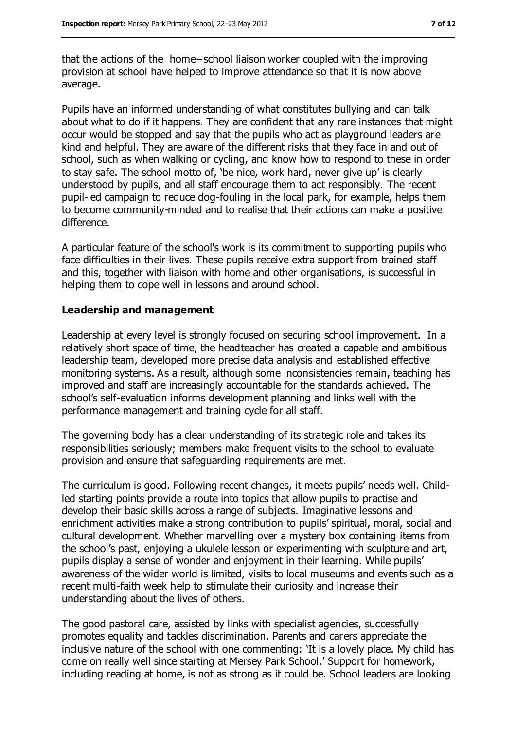that the actions of the home–school liaison worker coupled with the improving provision at school have helped to improve attendance so that it is now above average.

Pupils have an informed understanding of what constitutes bullying and can talk about what to do if it happens. They are confident that any rare instances that might occur would be stopped and say that the pupils who act as playground leaders are kind and helpful. They are aware of the different risks that they face in and out of school, such as when walking or cycling, and know how to respond to these in order to stay safe. The school motto of, 'be nice, work hard, never give up' is clearly understood by pupils, and all staff encourage them to act responsibly. The recent pupil-led campaign to reduce dog-fouling in the local park, for example, helps them to become community-minded and to realise that their actions can make a positive difference.

A particular feature of the school's work is its commitment to supporting pupils who face difficulties in their lives. These pupils receive extra support from trained staff and this, together with liaison with home and other organisations, is successful in helping them to cope well in lessons and around school.

### Leadership and management

Leadership at every level is strongly focused on securing school improvement. In a relatively short space of time, the headteacher has created a capable and ambitious leadership team, developed more precise data analysis and established effective monitoring systems. As a result, although some inconsistencies remain, teaching has improved and staff are increasingly accountable for the standards achieved. The school's self-evaluation informs development planning and links well with the performance management and training cycle for all staff.

The governing body has a clear understanding of its strategic role and takes its responsibilities seriously; members make frequent visits to the school to evaluate provision and ensure that safeguarding requirements are met.

The curriculum is good. Following recent changes, it meets pupils' needs well. Child-led starting points provide a route into topics that allow pupils to practise and develop their basic skills across a range of subjects. Imaginative lessons and enrichment activities make a strong contribution to pupils' spiritual, moral, social and cultural development. Whether marvelling over a mystery box containing items from the school's past, enjoying a ukulele lesson or experimenting with sculpture and art, pupils display a sense of wonder and enjoyment in their learning. While pupils' awareness of the wider world is limited, visits to local museums and events such as a recent multi-faith week help to stimulate their curiosity and increase their understanding about the lives of others.

The good pastoral care, assisted by links with specialist agencies, successfully promotes equality and tackles discrimination. Parents and carers appreciate the inclusive nature of the school with one commenting: 'It is a lovely place. My child has come on really well since starting at Mersey Park School.' Support for homework, including reading at home, is not as strong as it could be. School leaders are looking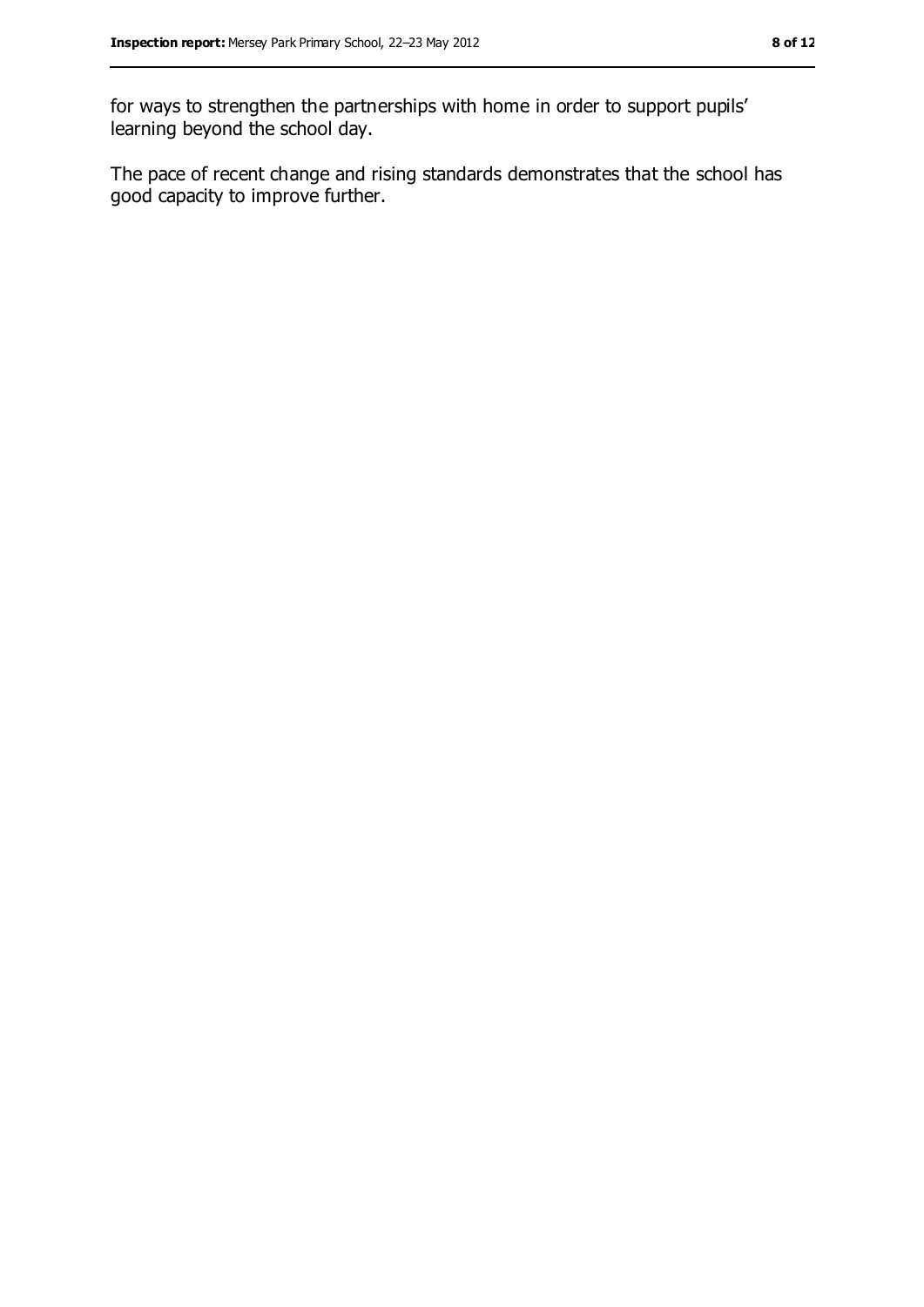for ways to strengthen the partnerships with home in order to support pupils' learning beyond the school day.

The pace of recent change and rising standards demonstrates that the school has good capacity to improve further.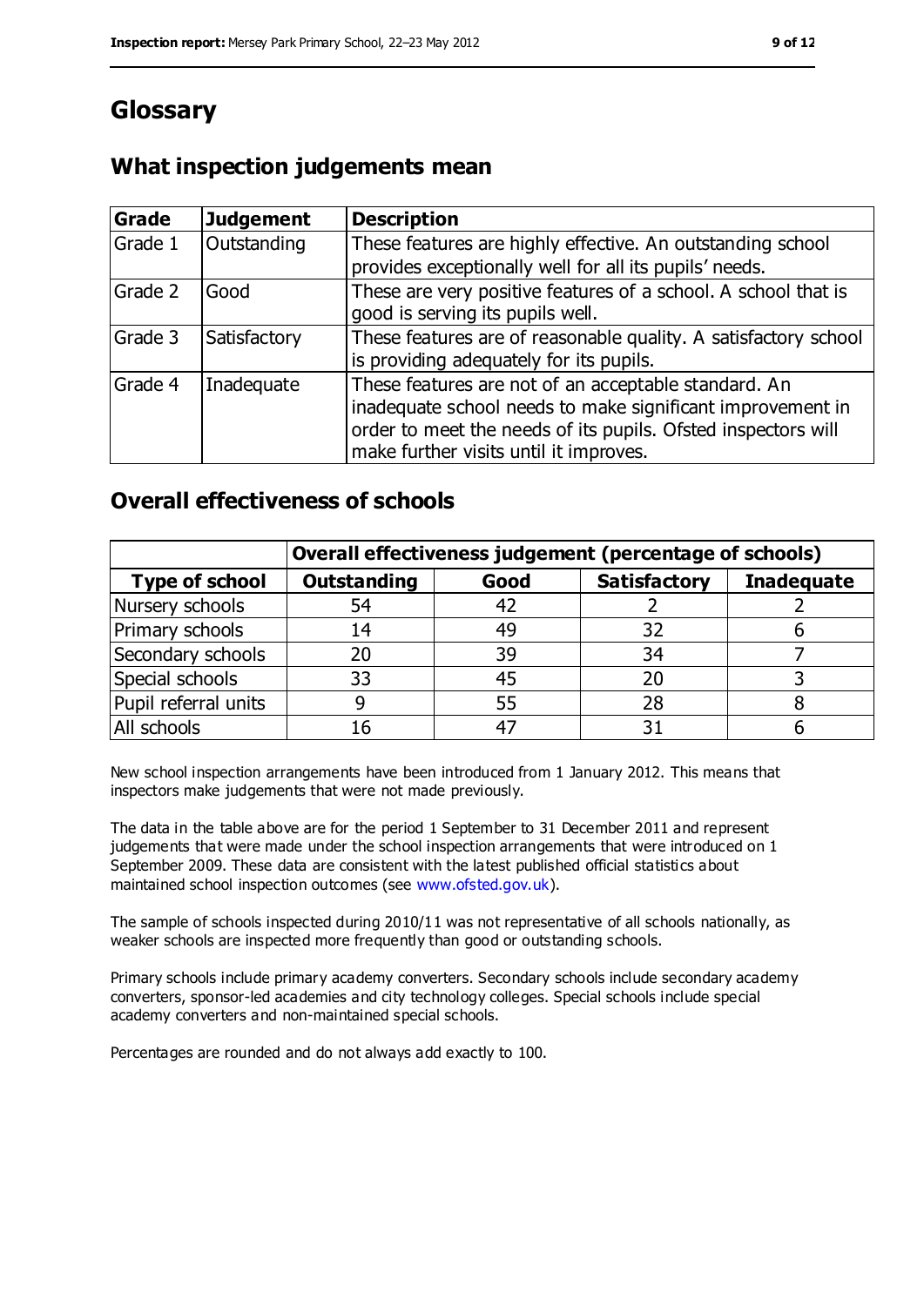# Glossary

## What inspection judgements mean

| Grade | Judgement | Description |
|---|---|---|
| Grade 1 | Outstanding | These features are highly effective. An outstanding school provides exceptionally well for all its pupils' needs. |
| Grade 2 | Good | These are very positive features of a school. A school that is good is serving its pupils well. |
| Grade 3 | Satisfactory | These features are of reasonable quality. A satisfactory school is providing adequately for its pupils. |
| Grade 4 | Inadequate | These features are not of an acceptable standard. An inadequate school needs to make significant improvement in order to meet the needs of its pupils. Ofsted inspectors will make further visits until it improves. |

## Overall effectiveness of schools

| | Overall effectiveness judgement (percentage of schools) | | | |
|---|---|---|---|---|
| **Type of school** | **Outstanding** | **Good** | **Satisfactory** | **Inadequate** |
| Nursery schools | 54 | 42 | 2 | 2 |
| Primary schools | 14 | 49 | 32 | 6 |
| Secondary schools | 20 | 39 | 34 | 7 |
| Special schools | 33 | 45 | 20 | 3 |
| Pupil referral units | 9 | 55 | 28 | 8 |
| All schools | 16 | 47 | 31 | 6 |

New school inspection arrangements have been introduced from 1 January 2012. This means that inspectors make judgements that were not made previously.

The data in the table above are for the period 1 September to 31 December 2011 and represent judgements that were made under the school inspection arrangements that were introduced on 1 September 2009. These data are consistent with the latest published official statistics about maintained school inspection outcomes (see www.ofsted.gov.uk).

The sample of schools inspected during 2010/11 was not representative of all schools nationally, as weaker schools are inspected more frequently than good or outstanding schools.

Primary schools include primary academy converters. Secondary schools include secondary academy converters, sponsor-led academies and city technology colleges. Special schools include special academy converters and non-maintained special schools.

Percentages are rounded and do not always add exactly to 100.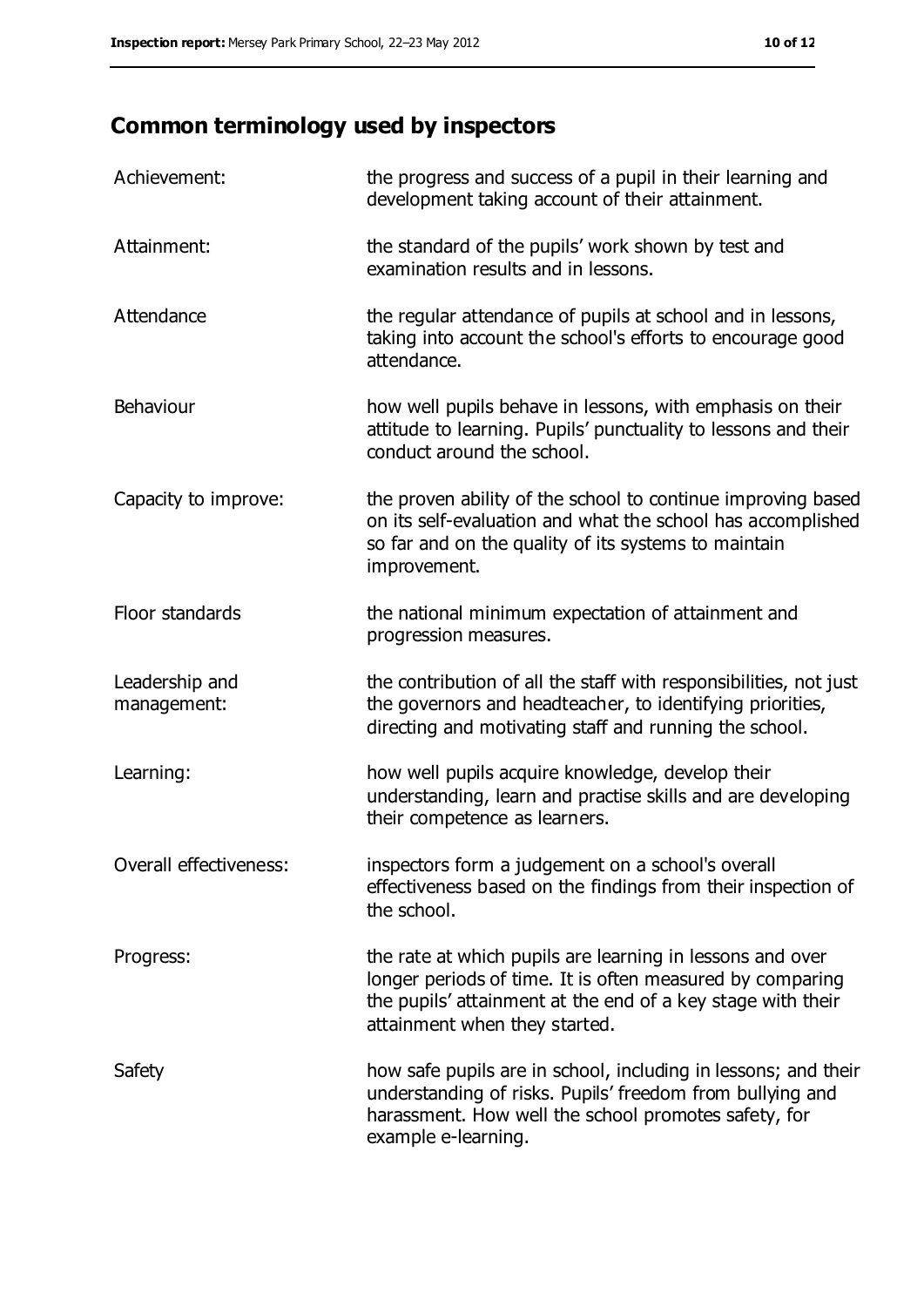## Common terminology used by inspectors

| | |
|---|---|
| Achievement: | the progress and success of a pupil in their learning and development taking account of their attainment. |
| Attainment: | the standard of the pupils' work shown by test and examination results and in lessons. |
| Attendance | the regular attendance of pupils at school and in lessons, taking into account the school's efforts to encourage good attendance. |
| Behaviour | how well pupils behave in lessons, with emphasis on their attitude to learning. Pupils' punctuality to lessons and their conduct around the school. |
| Capacity to improve: | the proven ability of the school to continue improving based on its self-evaluation and what the school has accomplished so far and on the quality of its systems to maintain improvement. |
| Floor standards | the national minimum expectation of attainment and progression measures. |
| Leadership and management: | the contribution of all the staff with responsibilities, not just the governors and headteacher, to identifying priorities, directing and motivating staff and running the school. |
| Learning: | how well pupils acquire knowledge, develop their understanding, learn and practise skills and are developing their competence as learners. |
| Overall effectiveness: | inspectors form a judgement on a school's overall effectiveness based on the findings from their inspection of the school. |
| Progress: | the rate at which pupils are learning in lessons and over longer periods of time. It is often measured by comparing the pupils' attainment at the end of a key stage with their attainment when they started. |
| Safety | how safe pupils are in school, including in lessons; and their understanding of risks. Pupils' freedom from bullying and harassment. How well the school promotes safety, for example e-learning. |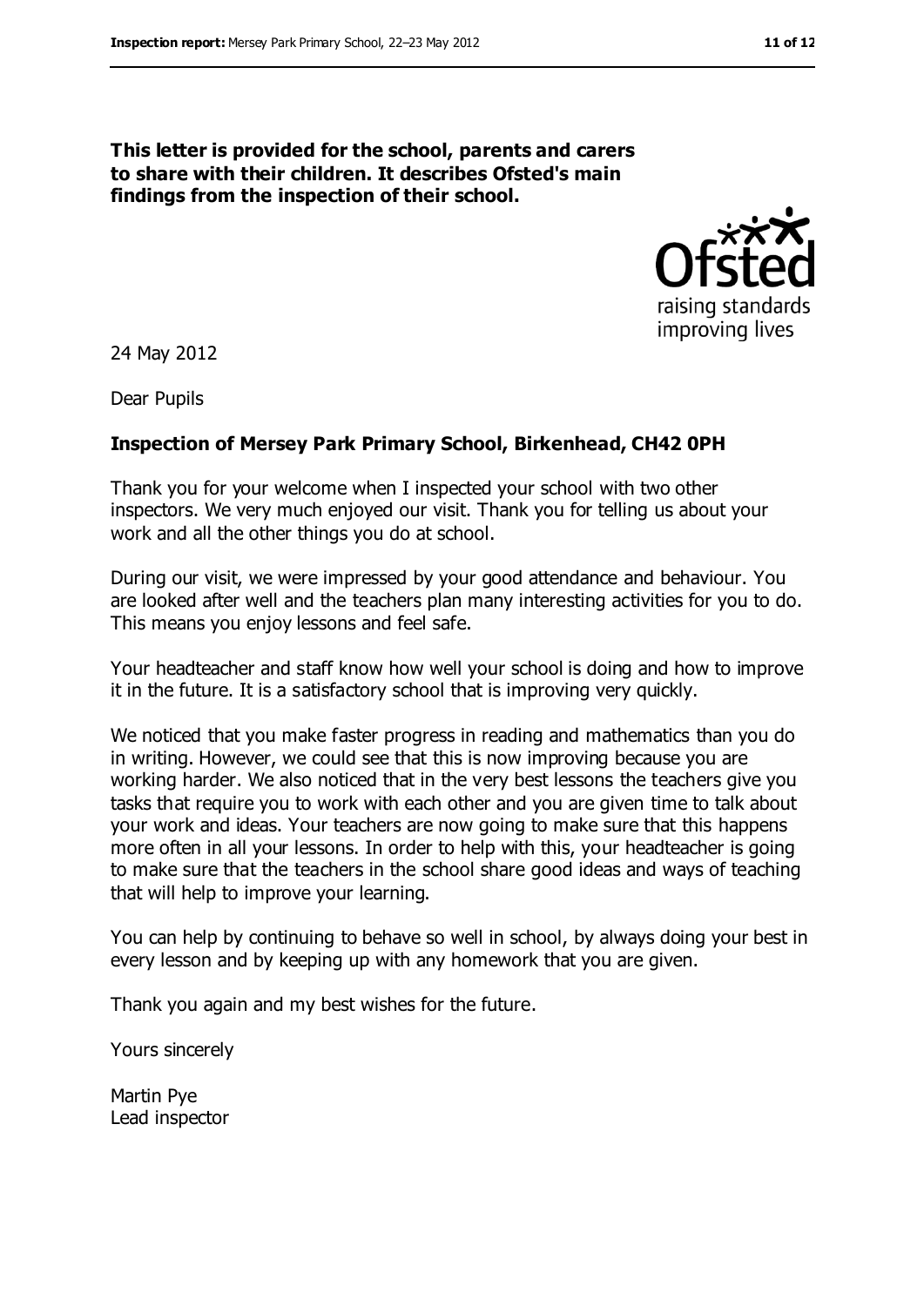**This letter is provided for the school, parents and carers to share with their children. It describes Ofsted's main findings from the inspection of their school.**

24 May 2012

Dear Pupils

**Inspection of Mersey Park Primary School, Birkenhead, CH42 0PH**

Thank you for your welcome when I inspected your school with two other inspectors. We very much enjoyed our visit. Thank you for telling us about your work and all the other things you do at school.

During our visit, we were impressed by your good attendance and behaviour. You are looked after well and the teachers plan many interesting activities for you to do. This means you enjoy lessons and feel safe.

Your headteacher and staff know how well your school is doing and how to improve it in the future. It is a satisfactory school that is improving very quickly.

We noticed that you make faster progress in reading and mathematics than you do in writing. However, we could see that this is now improving because you are working harder. We also noticed that in the very best lessons the teachers give you tasks that require you to work with each other and you are given time to talk about your work and ideas. Your teachers are now going to make sure that this happens more often in all your lessons. In order to help with this, your headteacher is going to make sure that the teachers in the school share good ideas and ways of teaching that will help to improve your learning.

You can help by continuing to behave so well in school, by always doing your best in every lesson and by keeping up with any homework that you are given.

Thank you again and my best wishes for the future.

Yours sincerely

Martin Pye
Lead inspector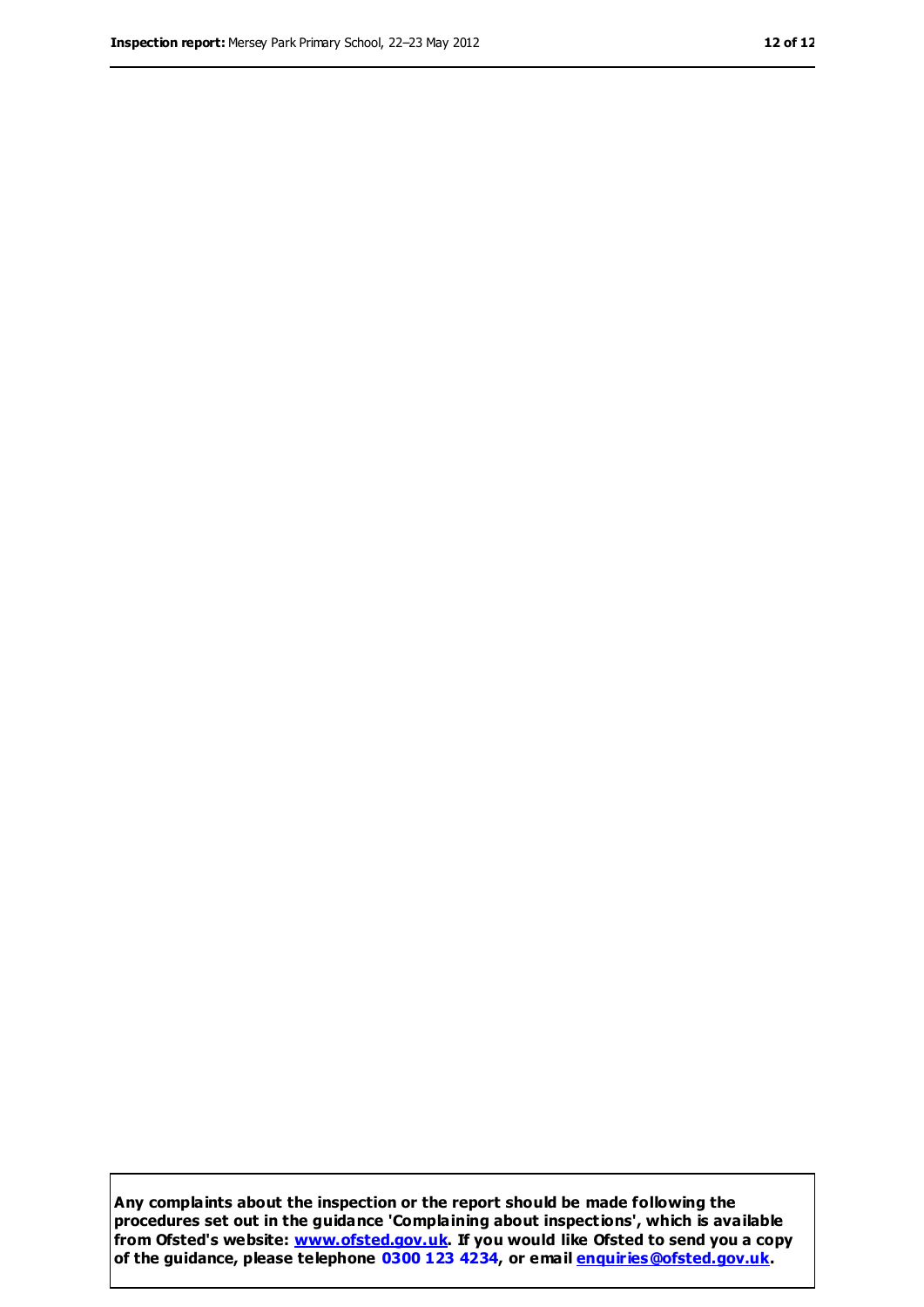**Any complaints about the inspection or the report should be made following the procedures set out in the guidance 'Complaining about inspections', which is available from Ofsted's website: [www.ofsted.gov.uk](http://www.ofsted.gov.uk). If you would like Ofsted to send you a copy of the guidance, please telephone 0300 123 4234, or email [enquiries@ofsted.gov.uk](mailto:enquiries@ofsted.gov.uk).**